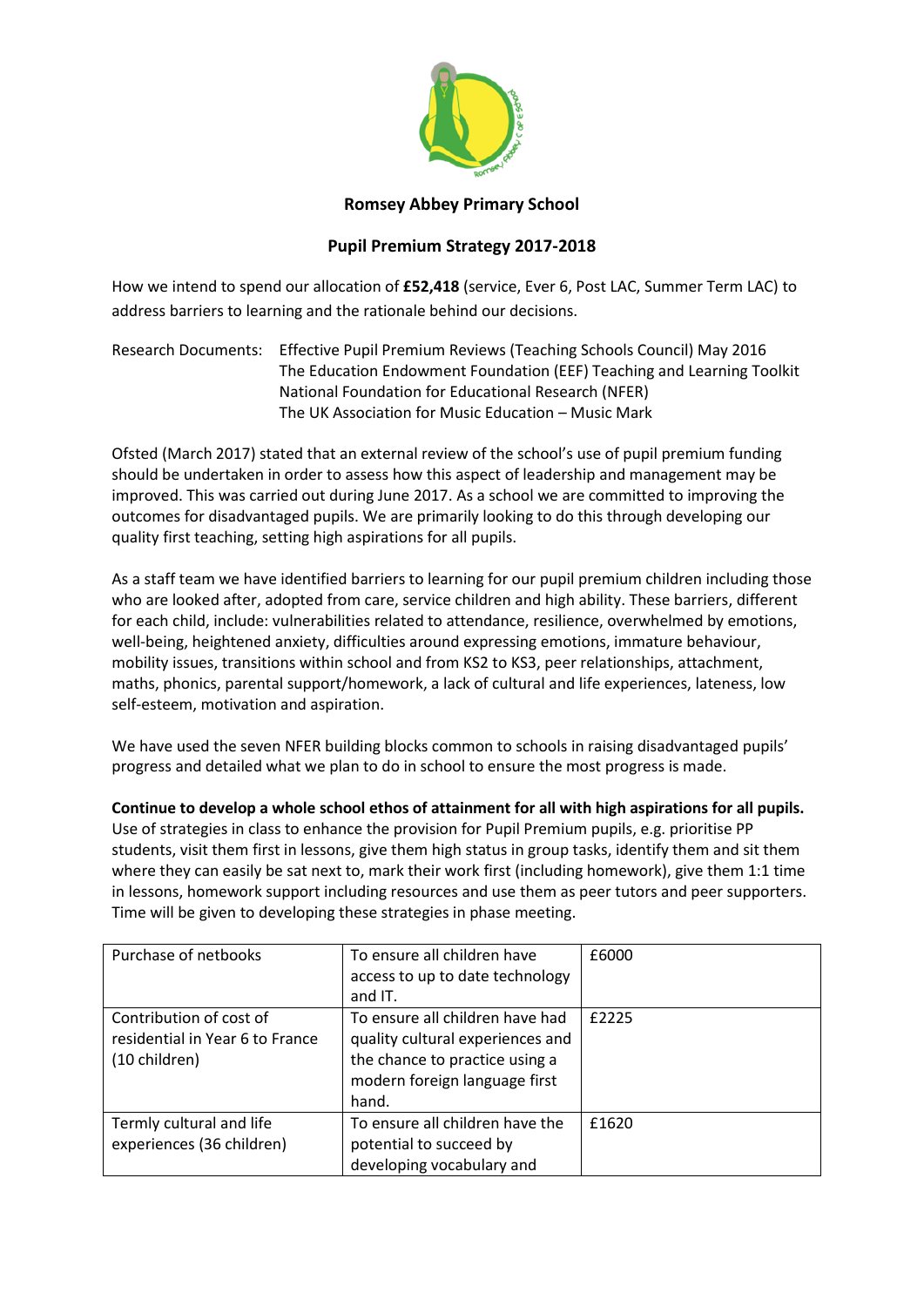# Romsey Abbey Primary School

## Pupil Premium Strategy 2017-2018

How we intend to spend our allocation of **£52,418** (service, Ever 6, Post LAC, Summer Term LAC) to address barriers to learning and the rationale behind our decisions.

Research Documents: Effective Pupil Premium Reviews (Teaching Schools Council) May 2016
The Education Endowment Foundation (EEF) Teaching and Learning Toolkit
National Foundation for Educational Research (NFER)
The UK Association for Music Education – Music Mark

Ofsted (March 2017) stated that an external review of the school's use of pupil premium funding should be undertaken in order to assess how this aspect of leadership and management may be improved. This was carried out during June 2017. As a school we are committed to improving the outcomes for disadvantaged pupils. We are primarily looking to do this through developing our quality first teaching, setting high aspirations for all pupils.

As a staff team we have identified barriers to learning for our pupil premium children including those who are looked after, adopted from care, service children and high ability. These barriers, different for each child, include: vulnerabilities related to attendance, resilience, overwhelmed by emotions, well-being, heightened anxiety, difficulties around expressing emotions, immature behaviour, mobility issues, transitions within school and from KS2 to KS3, peer relationships, attachment, maths, phonics, parental support/homework, a lack of cultural and life experiences, lateness, low self-esteem, motivation and aspiration.

We have used the seven NFER building blocks common to schools in raising disadvantaged pupils' progress and detailed what we plan to do in school to ensure the most progress is made.

**Continue to develop a whole school ethos of attainment for all with high aspirations for all pupils.**
Use of strategies in class to enhance the provision for Pupil Premium pupils, e.g. prioritise PP students, visit them first in lessons, give them high status in group tasks, identify them and sit them where they can easily be sat next to, mark their work first (including homework), give them 1:1 time in lessons, homework support including resources and use them as peer tutors and peer supporters. Time will be given to developing these strategies in phase meeting.

| | | |
|---|---|---|
| Purchase of netbooks | To ensure all children have access to up to date technology and IT. | £6000 |
| Contribution of cost of residential in Year 6 to France (10 children) | To ensure all children have had quality cultural experiences and the chance to practice using a modern foreign language first hand. | £2225 |
| Termly cultural and life experiences (36 children) | To ensure all children have the potential to succeed by developing vocabulary and | £1620 |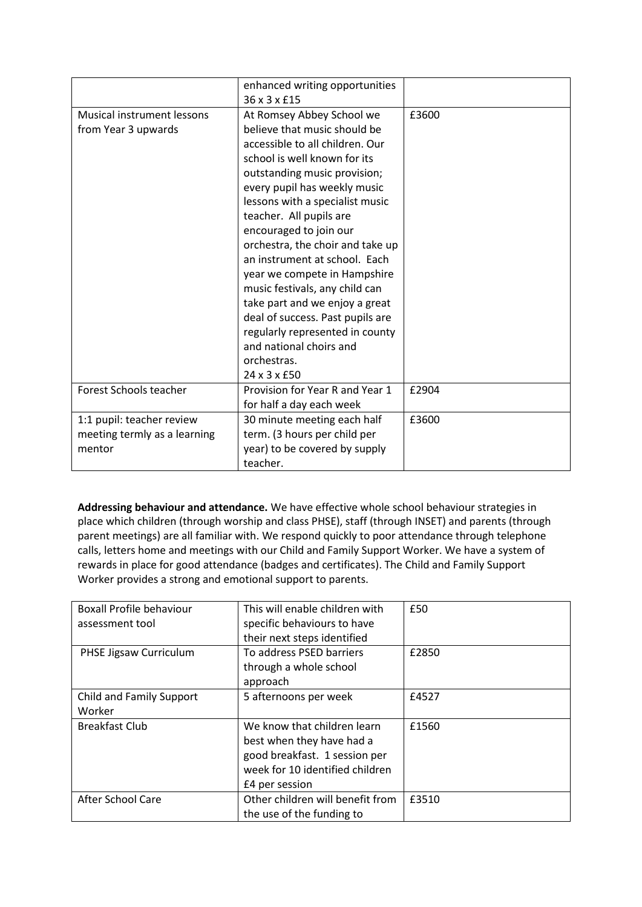| | | |
|---|---|---|
| | enhanced writing opportunities 36 x 3 x £15 | |
| Musical instrument lessons from Year 3 upwards | At Romsey Abbey School we believe that music should be accessible to all children. Our school is well known for its outstanding music provision; every pupil has weekly music lessons with a specialist music teacher. All pupils are encouraged to join our orchestra, the choir and take up an instrument at school. Each year we compete in Hampshire music festivals, any child can take part and we enjoy a great deal of success. Past pupils are regularly represented in county and national choirs and orchestras. 24 x 3 x £50 | £3600 |
| Forest Schools teacher | Provision for Year R and Year 1 for half a day each week | £2904 |
| 1:1 pupil: teacher review meeting termly as a learning mentor | 30 minute meeting each half term. (3 hours per child per year) to be covered by supply teacher. | £3600 |

**Addressing behaviour and attendance.** We have effective whole school behaviour strategies in place which children (through worship and class PHSE), staff (through INSET) and parents (through parent meetings) are all familiar with. We respond quickly to poor attendance through telephone calls, letters home and meetings with our Child and Family Support Worker. We have a system of rewards in place for good attendance (badges and certificates). The Child and Family Support Worker provides a strong and emotional support to parents.

| | | |
|---|---|---|
| Boxall Profile behaviour assessment tool | This will enable children with specific behaviours to have their next steps identified | £50 |
| PHSE Jigsaw Curriculum | To address PSED barriers through a whole school approach | £2850 |
| Child and Family Support Worker | 5 afternoons per week | £4527 |
| Breakfast Club | We know that children learn best when they have had a good breakfast. 1 session per week for 10 identified children £4 per session | £1560 |
| After School Care | Other children will benefit from the use of the funding to | £3510 |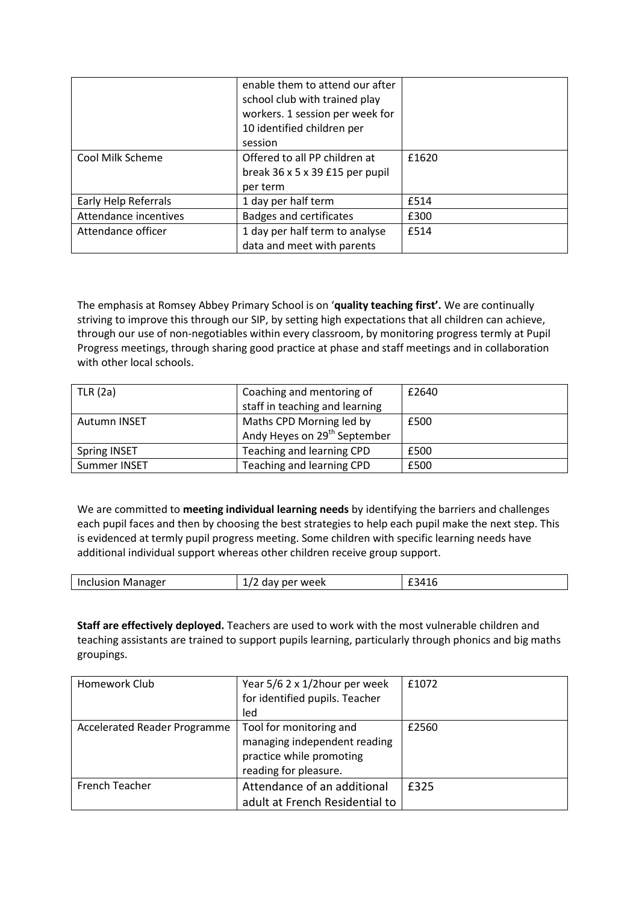| | | |
|---|---|---|
| | enable them to attend our after school club with trained play workers. 1 session per week for 10 identified children per session | |
| Cool Milk Scheme | Offered to all PP children at break 36 x 5 x 39 £15 per pupil per term | £1620 |
| Early Help Referrals | 1 day per half term | £514 |
| Attendance incentives | Badges and certificates | £300 |
| Attendance officer | 1 day per half term to analyse data and meet with parents | £514 |

The emphasis at Romsey Abbey Primary School is on '**quality teaching first'.** We are continually striving to improve this through our SIP, by setting high expectations that all children can achieve, through our use of non-negotiables within every classroom, by monitoring progress termly at Pupil Progress meetings, through sharing good practice at phase and staff meetings and in collaboration with other local schools.

| | | |
|---|---|---|
| TLR (2a) | Coaching and mentoring of staff in teaching and learning | £2640 |
| Autumn INSET | Maths CPD Morning led by Andy Heyes on 29th September | £500 |
| Spring INSET | Teaching and learning CPD | £500 |
| Summer INSET | Teaching and learning CPD | £500 |

We are committed to **meeting individual learning needs** by identifying the barriers and challenges each pupil faces and then by choosing the best strategies to help each pupil make the next step. This is evidenced at termly pupil progress meeting. Some children with specific learning needs have additional individual support whereas other children receive group support.

| | | |
|---|---|---|
| Inclusion Manager | 1/2 day per week | £3416 |

**Staff are effectively deployed.** Teachers are used to work with the most vulnerable children and teaching assistants are trained to support pupils learning, particularly through phonics and big maths groupings.

| | | |
|---|---|---|
| Homework Club | Year 5/6 2 x 1/2hour per week for identified pupils. Teacher led | £1072 |
| Accelerated Reader Programme | Tool for monitoring and managing independent reading practice while promoting reading for pleasure. | £2560 |
| French Teacher | Attendance of an additional adult at French Residential to | £325 |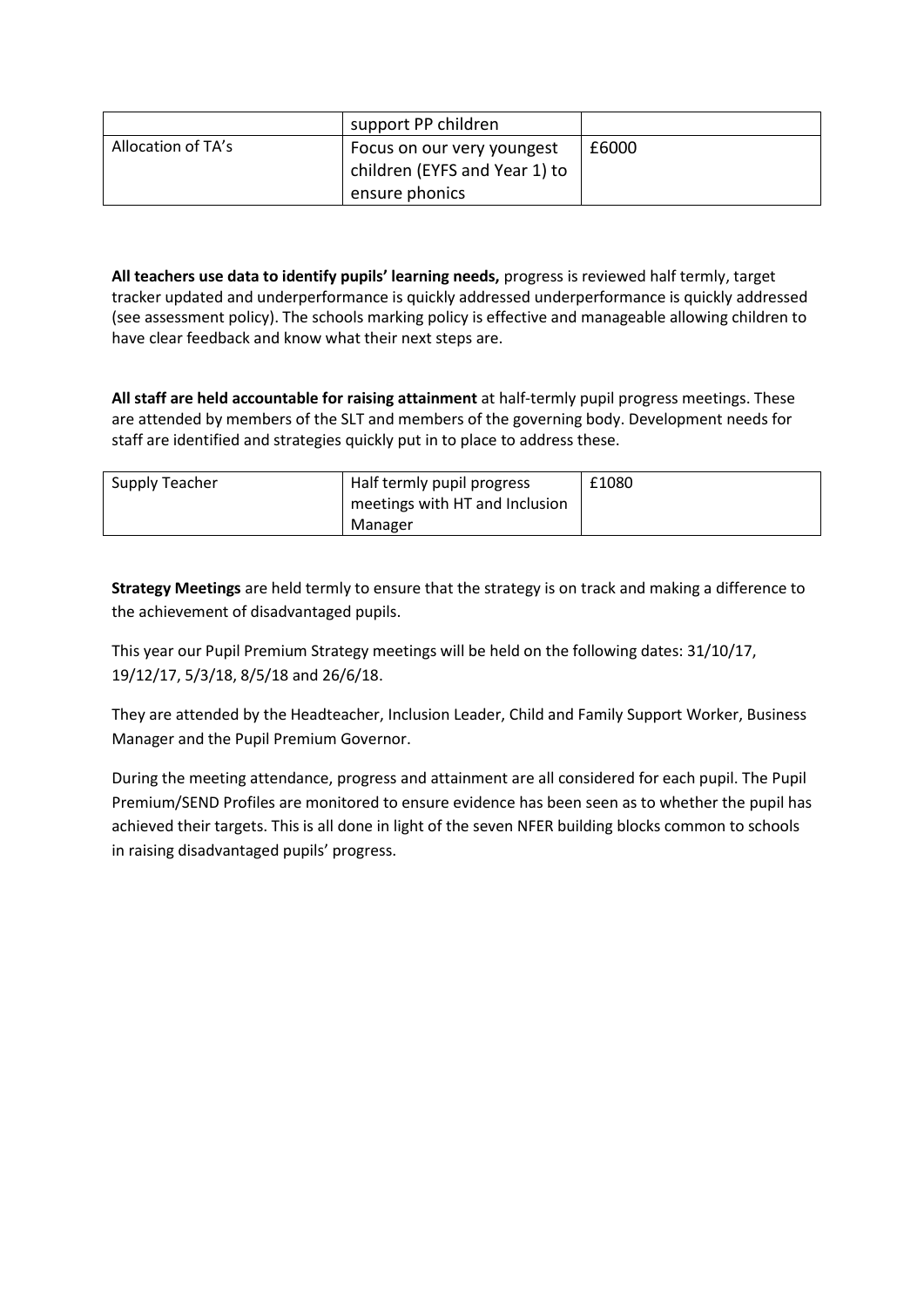| | | |
|---|---|---|
| | support PP children | |
| Allocation of TA's | Focus on our very youngest children (EYFS and Year 1) to ensure phonics | £6000 |

**All teachers use data to identify pupils' learning needs,** progress is reviewed half termly, target tracker updated and underperformance is quickly addressed underperformance is quickly addressed (see assessment policy). The schools marking policy is effective and manageable allowing children to have clear feedback and know what their next steps are.

**All staff are held accountable for raising attainment** at half-termly pupil progress meetings. These are attended by members of the SLT and members of the governing body. Development needs for staff are identified and strategies quickly put in to place to address these.

| | | |
|---|---|---|
| Supply Teacher | Half termly pupil progress meetings with HT and Inclusion Manager | £1080 |

**Strategy Meetings** are held termly to ensure that the strategy is on track and making a difference to the achievement of disadvantaged pupils.

This year our Pupil Premium Strategy meetings will be held on the following dates: 31/10/17, 19/12/17, 5/3/18, 8/5/18 and 26/6/18.

They are attended by the Headteacher, Inclusion Leader, Child and Family Support Worker, Business Manager and the Pupil Premium Governor.

During the meeting attendance, progress and attainment are all considered for each pupil. The Pupil Premium/SEND Profiles are monitored to ensure evidence has been seen as to whether the pupil has achieved their targets. This is all done in light of the seven NFER building blocks common to schools in raising disadvantaged pupils' progress.